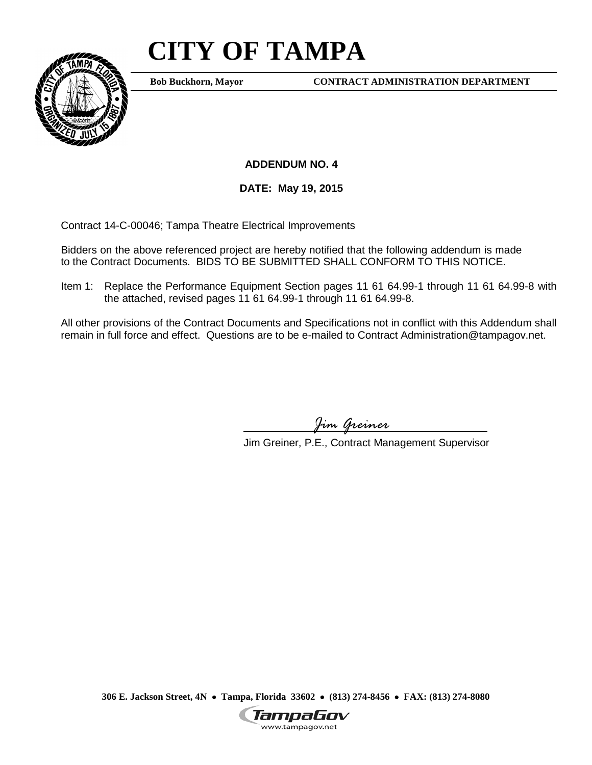# CITY OF TAMPA

**Bob Buckhorn, Mayor** **CONTRACT ADMINISTRATION DEPARTMENT**

**ADDENDUM NO. 4**

**DATE: May 19, 2015**

Contract 14-C-00046; Tampa Theatre Electrical Improvements

Bidders on the above referenced project are hereby notified that the following addendum is made to the Contract Documents. BIDS TO BE SUBMITTED SHALL CONFORM TO THIS NOTICE.

Item 1: Replace the Performance Equipment Section pages 11 61 64.99-1 through 11 61 64.99-8 with the attached, revised pages 11 61 64.99-1 through 11 61 64.99-8.

All other provisions of the Contract Documents and Specifications not in conflict with this Addendum shall remain in full force and effect. Questions are to be e-mailed to Contract Administration@tampagov.net.

*Jim Greiner*

Jim Greiner, P.E., Contract Management Supervisor

**306 E. Jackson Street, 4N • Tampa, Florida 33602 • (813) 274-8456 • FAX: (813) 274-8080**

TampaGov
www.tampagov.net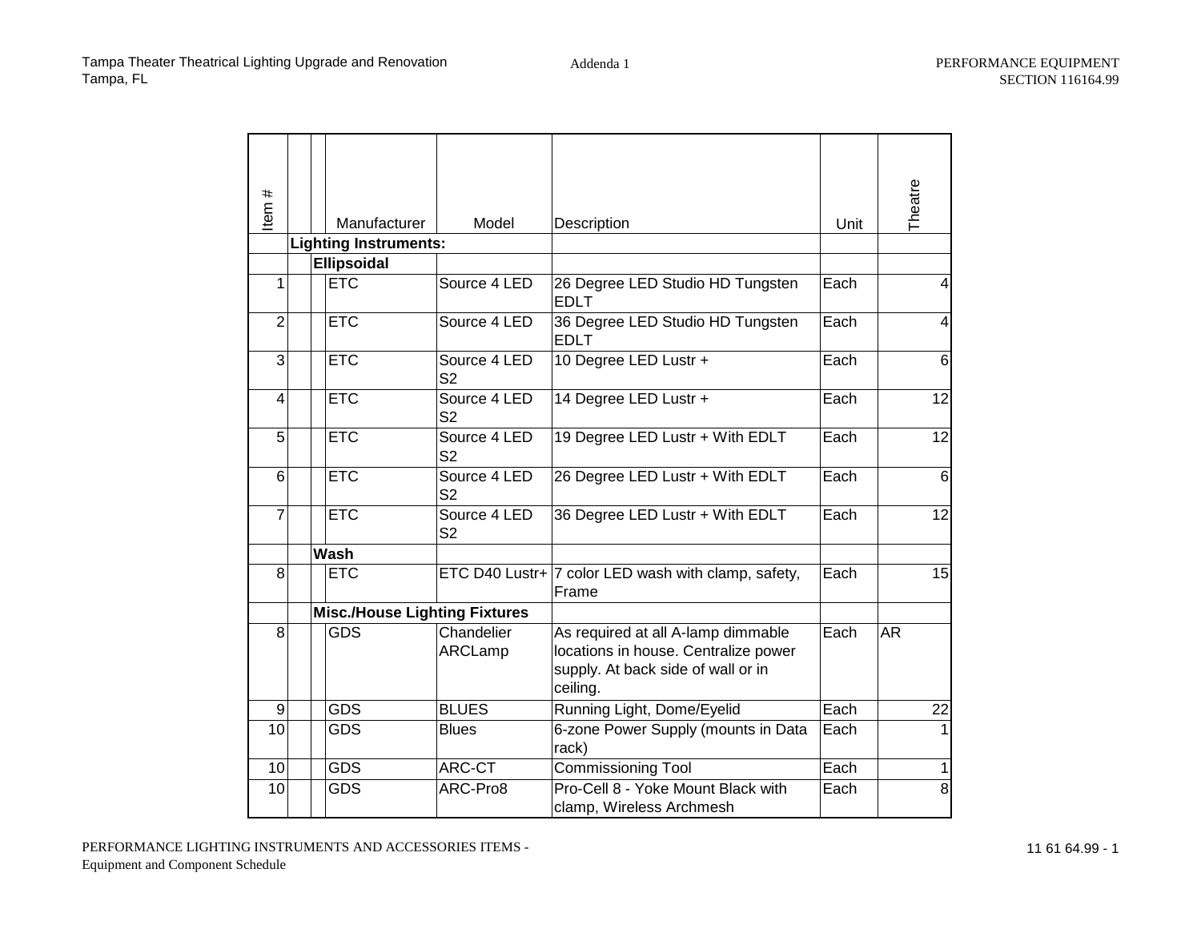| Item # | | | Manufacturer | Model | Description | Unit | Theatre |
|---|---|---|---|---|---|---|---|
| | **Lighting Instruments:** | | | | | | |
| | | **Ellipsoidal** | | | | | |
| 1 | | | ETC | Source 4 LED | 26 Degree LED Studio HD Tungsten EDLT | Each | 4 |
| 2 | | | ETC | Source 4 LED | 36 Degree LED Studio HD Tungsten EDLT | Each | 4 |
| 3 | | | ETC | Source 4 LED S2 | 10 Degree LED Lustr + | Each | 6 |
| 4 | | | ETC | Source 4 LED S2 | 14 Degree LED Lustr + | Each | 12 |
| 5 | | | ETC | Source 4 LED S2 | 19 Degree LED Lustr + With EDLT | Each | 12 |
| 6 | | | ETC | Source 4 LED S2 | 26 Degree LED Lustr + With EDLT | Each | 6 |
| 7 | | | ETC | Source 4 LED S2 | 36 Degree LED Lustr + With EDLT | Each | 12 |
| | | **Wash** | | | | | |
| 8 | | | ETC | ETC D40 Lustr+ | 7 color LED wash with clamp, safety, Frame | Each | 15 |
| | | **Misc./House Lighting Fixtures** | | | | | |
| 8 | | | GDS | Chandelier ARCLamp | As required at all A-lamp dimmable locations in house. Centralize power supply. At back side of wall or in ceiling. | Each | AR |
| 9 | | | GDS | BLUES | Running Light, Dome/Eyelid | Each | 22 |
| 10 | | | GDS | Blues | 6-zone Power Supply (mounts in Data rack) | Each | 1 |
| 10 | | | GDS | ARC-CT | Commissioning Tool | Each | 1 |
| 10 | | | GDS | ARC-Pro8 | Pro-Cell 8 - Yoke Mount Black with clamp, Wireless Archmesh | Each | 8 |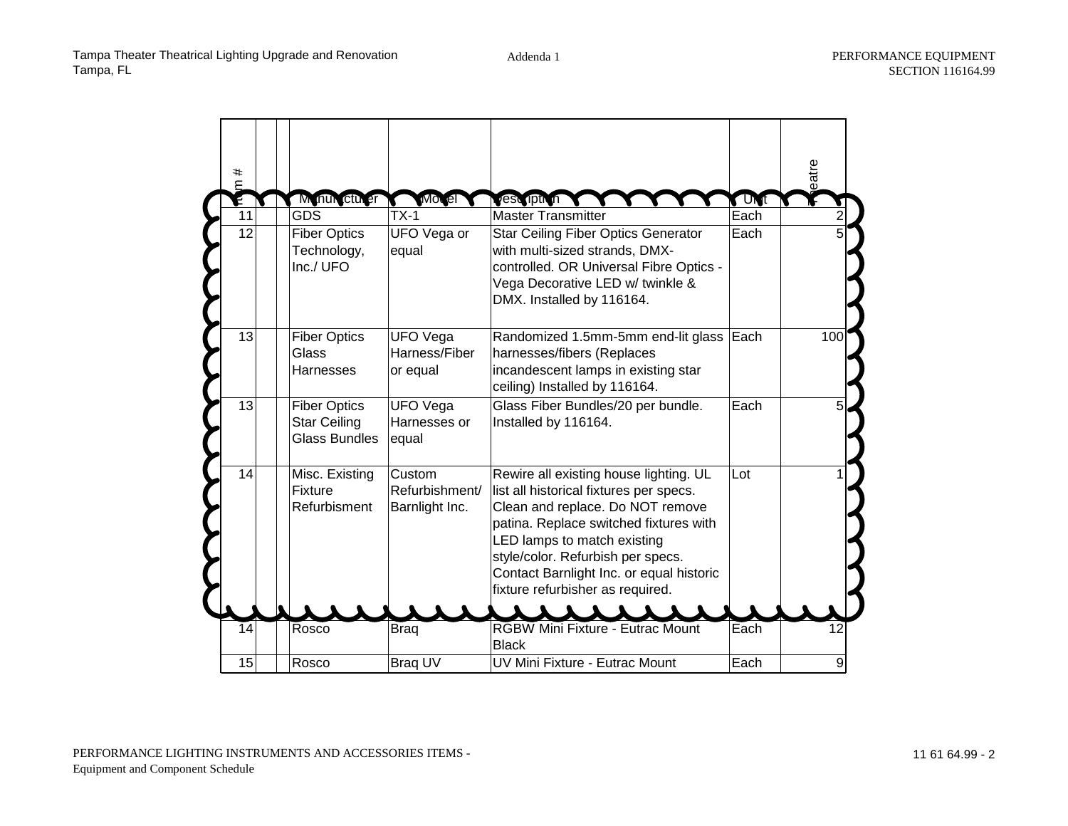| Item # | | | Manufacturer | Model | Description | Unit | Theatre |
|---|---|---|---|---|---|---|---|
| 11 | | | GDS | TX-1 | Master Transmitter | Each | 2 |
| 12 | | | Fiber Optics Technology, Inc./ UFO | UFO Vega or equal | Star Ceiling Fiber Optics Generator with multi-sized strands, DMX-controlled. OR Universal Fibre Optics - Vega Decorative LED w/ twinkle & DMX. Installed by 116164. | Each | 5 |
| 13 | | | Fiber Optics Glass Harnesses | UFO Vega Harness/Fiber or equal | Randomized 1.5mm-5mm end-lit glass harnesses/fibers (Replaces incandescent lamps in existing star ceiling) Installed by 116164. | Each | 100 |
| 13 | | | Fiber Optics Star Ceiling Glass Bundles | UFO Vega Harnesses or equal | Glass Fiber Bundles/20 per bundle. Installed by 116164. | Each | 5 |
| 14 | | | Misc. Existing Fixture Refurbisment | Custom Refurbishment/ Barnlight Inc. | Rewire all existing house lighting. UL list all historical fixtures per specs. Clean and replace. Do NOT remove patina. Replace switched fixtures with LED lamps to match existing style/color. Refurbish per specs. Contact Barnlight Inc. or equal historic fixture refurbisher as required. | Lot | 1 |
| 14 | | | Rosco | Braq | RGBW Mini Fixture - Eutrac Mount Black | Each | 12 |
| 15 | | | Rosco | Braq UV | UV Mini Fixture - Eutrac Mount | Each | 9 |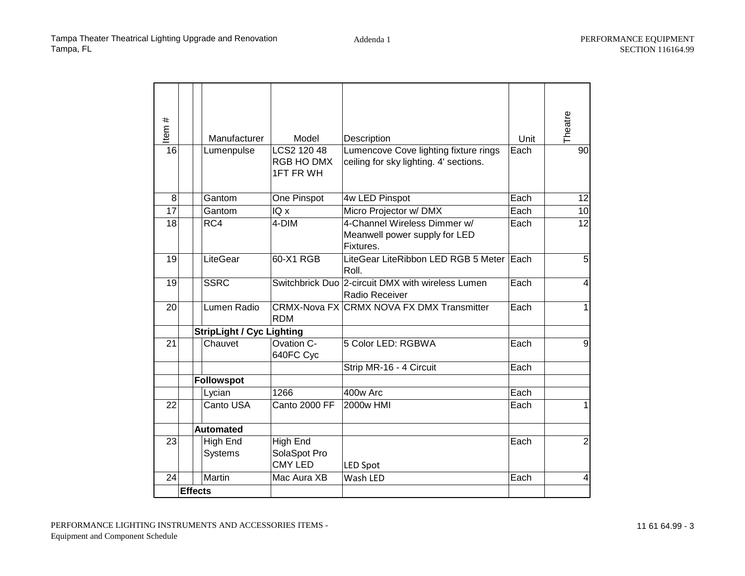| Item # | | | Manufacturer | Model | Description | Unit | Theatre |
|---|---|---|---|---|---|---|---|
| 16 | | | Lumenpulse | LCS2 120 48 RGB HO DMX 1FT FR WH | Lumencove Cove lighting fixture rings ceiling for sky lighting. 4' sections. | Each | 90 |
| 8 | | | Gantom | One Pinspot | 4w LED Pinspot | Each | 12 |
| 17 | | | Gantom | IQ x | Micro Projector w/ DMX | Each | 10 |
| 18 | | | RC4 | 4-DIM | 4-Channel Wireless Dimmer w/ Meanwell power supply for LED Fixtures. | Each | 12 |
| 19 | | | LiteGear | 60-X1 RGB | LiteGear LiteRibbon LED RGB 5 Meter Roll. | Each | 5 |
| 19 | | | SSRC | Switchbrick Duo | 2-circuit DMX with wireless Lumen Radio Receiver | Each | 4 |
| 20 | | | Lumen Radio | CRMX-Nova FX RDM | CRMX NOVA FX DMX Transmitter | Each | 1 |
| | | **StripLight / Cyc Lighting** | | | | | |
| 21 | | | Chauvet | Ovation C-640FC Cyc | 5 Color LED: RGBWA | Each | 9 |
| | | | | | Strip MR-16 - 4 Circuit | Each | |
| | | **Followspot** | | | | | |
| | | | Lycian | 1266 | 400w Arc | Each | |
| 22 | | | Canto USA | Canto 2000 FF | 2000w HMI | Each | 1 |
| | | **Automated** | | | | | |
| 23 | | | High End Systems | High End SolaSpot Pro CMY LED | LED Spot | Each | 2 |
| 24 | | | Martin | Mac Aura XB | Wash LED | Each | 4 |
| | **Effects** | | | | | | |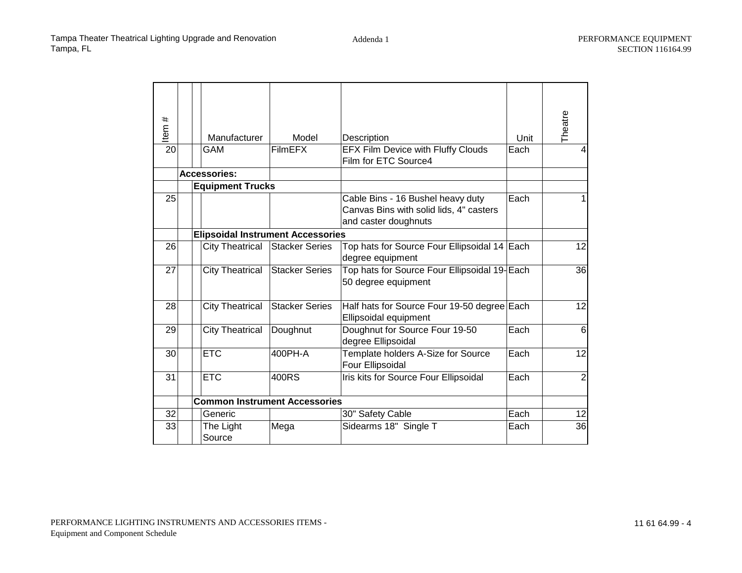| Item # | | | Manufacturer | Model | Description | Unit | Theatre |
|---|---|---|---|---|---|---|---|
| 20 | | | GAM | FilmEFX | EFX Film Device with Fluffy Clouds Film for ETC Source4 | Each | 4 |
| | **Accessories:** | | | | | | |
| | | **Equipment Trucks** | | | | | |
| 25 | | | | | Cable Bins - 16 Bushel heavy duty Canvas Bins with solid lids, 4" casters and caster doughnuts | Each | 1 |
| | | **Elipsoidal Instrument Accessories** | | | | | |
| 26 | | | City Theatrical | Stacker Series | Top hats for Source Four Ellipsoidal 14 degree equipment | Each | 12 |
| 27 | | | City Theatrical | Stacker Series | Top hats for Source Four Ellipsoidal 19-50 degree equipment | Each | 36 |
| 28 | | | City Theatrical | Stacker Series | Half hats for Source Four 19-50 degree Ellipsoidal equipment | Each | 12 |
| 29 | | | City Theatrical | Doughnut | Doughnut for Source Four 19-50 degree Ellipsoidal | Each | 6 |
| 30 | | | ETC | 400PH-A | Template holders A-Size for Source Four Ellipsoidal | Each | 12 |
| 31 | | | ETC | 400RS | Iris kits for Source Four Ellipsoidal | Each | 2 |
| | | **Common Instrument Accessories** | | | | | |
| 32 | | | Generic | | 30" Safety Cable | Each | 12 |
| 33 | | | The Light Source | Mega | Sidearms 18" Single T | Each | 36 |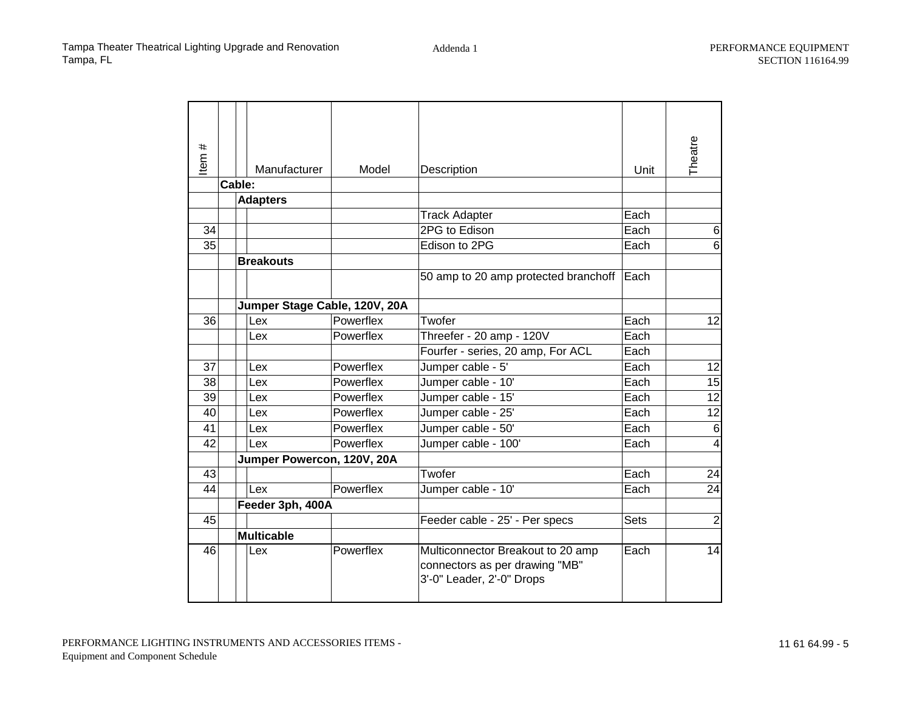| Item # | | | Manufacturer | Model | Description | Unit | Theatre |
|---|---|---|---|---|---|---|---|
| | **Cable:** | | | | | | |
| | | **Adapters** | | | | | |
| | | | | | Track Adapter | Each | |
| 34 | | | | | 2PG to Edison | Each | 6 |
| 35 | | | | | Edison to 2PG | Each | 6 |
| | | **Breakouts** | | | | | |
| | | | | | 50 amp to 20 amp protected branchoff | Each | |
| | | **Jumper Stage Cable, 120V, 20A** | | | | | |
| 36 | | | Lex | Powerflex | Twofer | Each | 12 |
| | | | Lex | Powerflex | Threefer - 20 amp - 120V | Each | |
| | | | | | Fourfer - series, 20 amp, For ACL | Each | |
| 37 | | | Lex | Powerflex | Jumper cable - 5' | Each | 12 |
| 38 | | | Lex | Powerflex | Jumper cable - 10' | Each | 15 |
| 39 | | | Lex | Powerflex | Jumper cable - 15' | Each | 12 |
| 40 | | | Lex | Powerflex | Jumper cable - 25' | Each | 12 |
| 41 | | | Lex | Powerflex | Jumper cable - 50' | Each | 6 |
| 42 | | | Lex | Powerflex | Jumper cable - 100' | Each | 4 |
| | | **Jumper Powercon, 120V, 20A** | | | | | |
| 43 | | | | | Twofer | Each | 24 |
| 44 | | | Lex | Powerflex | Jumper cable - 10' | Each | 24 |
| | | **Feeder 3ph, 400A** | | | | | |
| 45 | | | | | Feeder cable - 25' - Per specs | Sets | 2 |
| | | **Multicable** | | | | | |
| 46 | | | Lex | Powerflex | Multiconnector Breakout to 20 amp connectors as per drawing "MB" 3'-0" Leader, 2'-0" Drops | Each | 14 |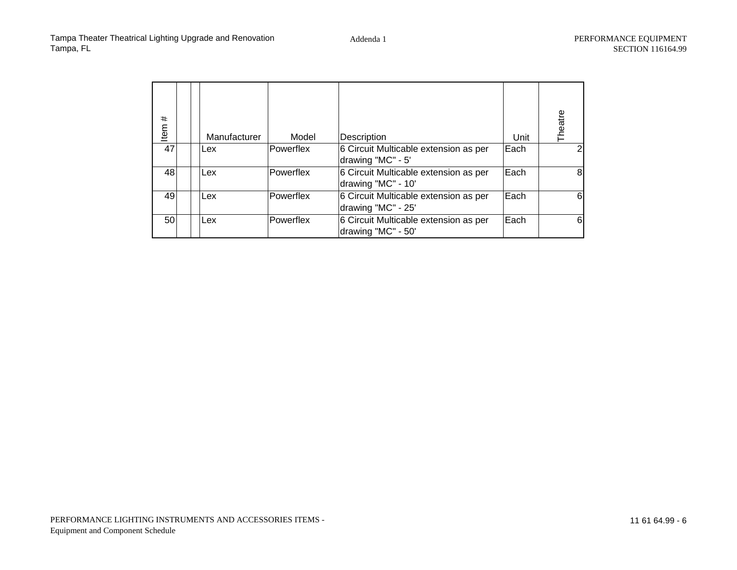| Item # | | | Manufacturer | Model | Description | Unit | Theatre |
|---|---|---|---|---|---|---|---|
| 47 | | | Lex | Powerflex | 6 Circuit Multicable extension as per drawing "MC" - 5' | Each | 2 |
| 48 | | | Lex | Powerflex | 6 Circuit Multicable extension as per drawing "MC" - 10' | Each | 8 |
| 49 | | | Lex | Powerflex | 6 Circuit Multicable extension as per drawing "MC" - 25' | Each | 6 |
| 50 | | | Lex | Powerflex | 6 Circuit Multicable extension as per drawing "MC" - 50' | Each | 6 |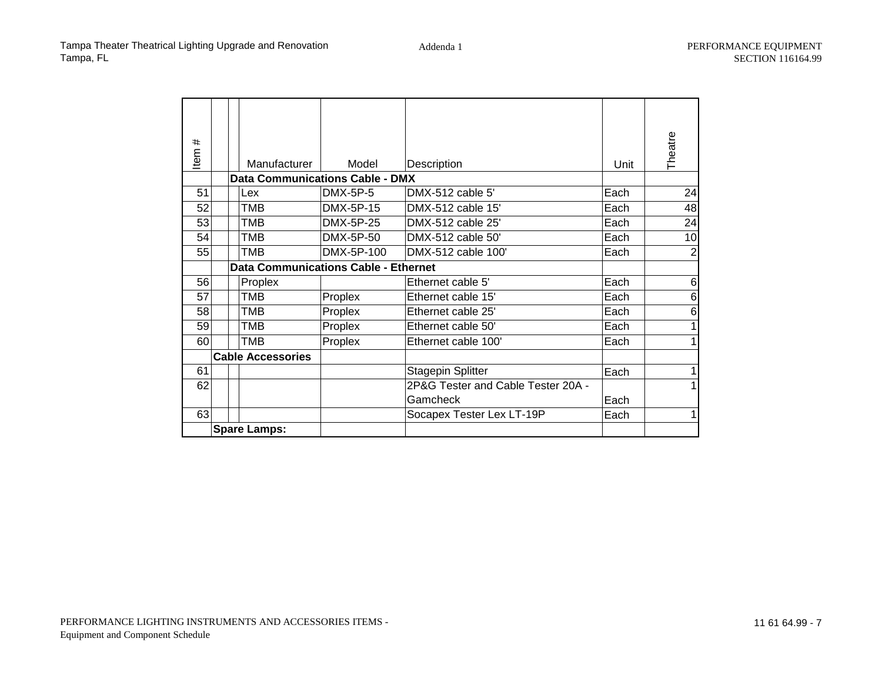| Item # | | | Manufacturer | Model | Description | Unit | Theatre |
|---|---|---|---|---|---|---|---|
| | | **Data Communications Cable - DMX** | | | | | |
| 51 | | | Lex | DMX-5P-5 | DMX-512 cable 5' | Each | 24 |
| 52 | | | TMB | DMX-5P-15 | DMX-512 cable 15' | Each | 48 |
| 53 | | | TMB | DMX-5P-25 | DMX-512 cable 25' | Each | 24 |
| 54 | | | TMB | DMX-5P-50 | DMX-512 cable 50' | Each | 10 |
| 55 | | | TMB | DMX-5P-100 | DMX-512 cable 100' | Each | 2 |
| | | **Data Communications Cable - Ethernet** | | | | | |
| 56 | | | Proplex | | Ethernet cable 5' | Each | 6 |
| 57 | | | TMB | Proplex | Ethernet cable 15' | Each | 6 |
| 58 | | | TMB | Proplex | Ethernet cable 25' | Each | 6 |
| 59 | | | TMB | Proplex | Ethernet cable 50' | Each | 1 |
| 60 | | | TMB | Proplex | Ethernet cable 100' | Each | 1 |
| | **Cable Accessories** | | | | | | |
| 61 | | | | | Stagepin Splitter | Each | 1 |
| 62 | | | | | 2P&G Tester and Cable Tester 20A - Gamcheck | Each | 1 |
| 63 | | | | | Socapex Tester Lex LT-19P | Each | 1 |
| | **Spare Lamps:** | | | | | | |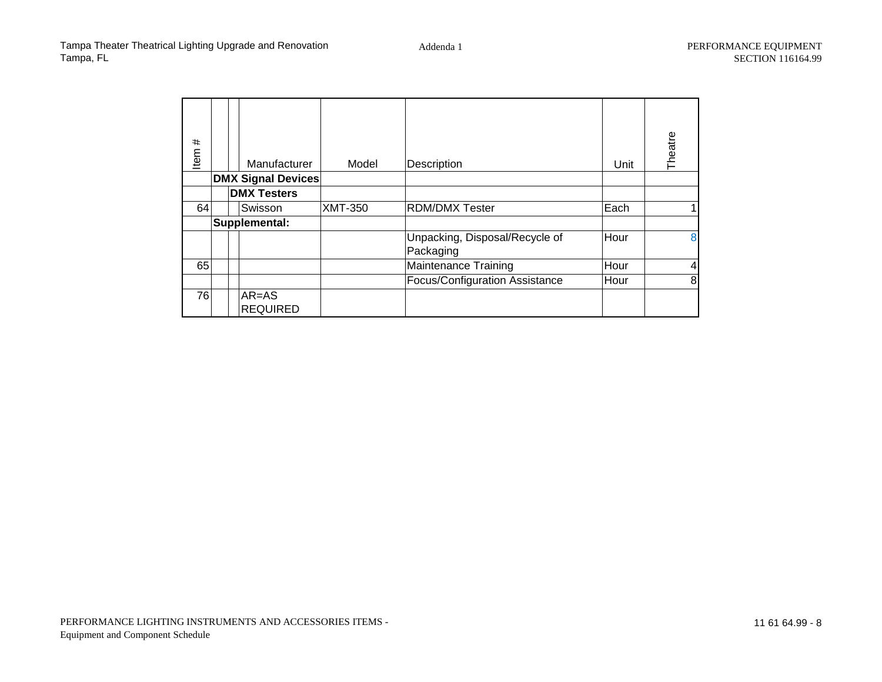| Item # | | | Manufacturer | Model | Description | Unit | Theatre |
|---|---|---|---|---|---|---|---|
| | **DMX Signal Devices** | | | | | | |
| | | **DMX Testers** | | | | | |
| 64 | | | Swisson | XMT-350 | RDM/DMX Tester | Each | 1 |
| | **Supplemental:** | | | | | | |
| | | | | | Unpacking, Disposal/Recycle of Packaging | Hour | 8 |
| 65 | | | | | Maintenance Training | Hour | 4 |
| | | | | | Focus/Configuration Assistance | Hour | 8 |
| 76 | | | AR=AS REQUIRED | | | | |